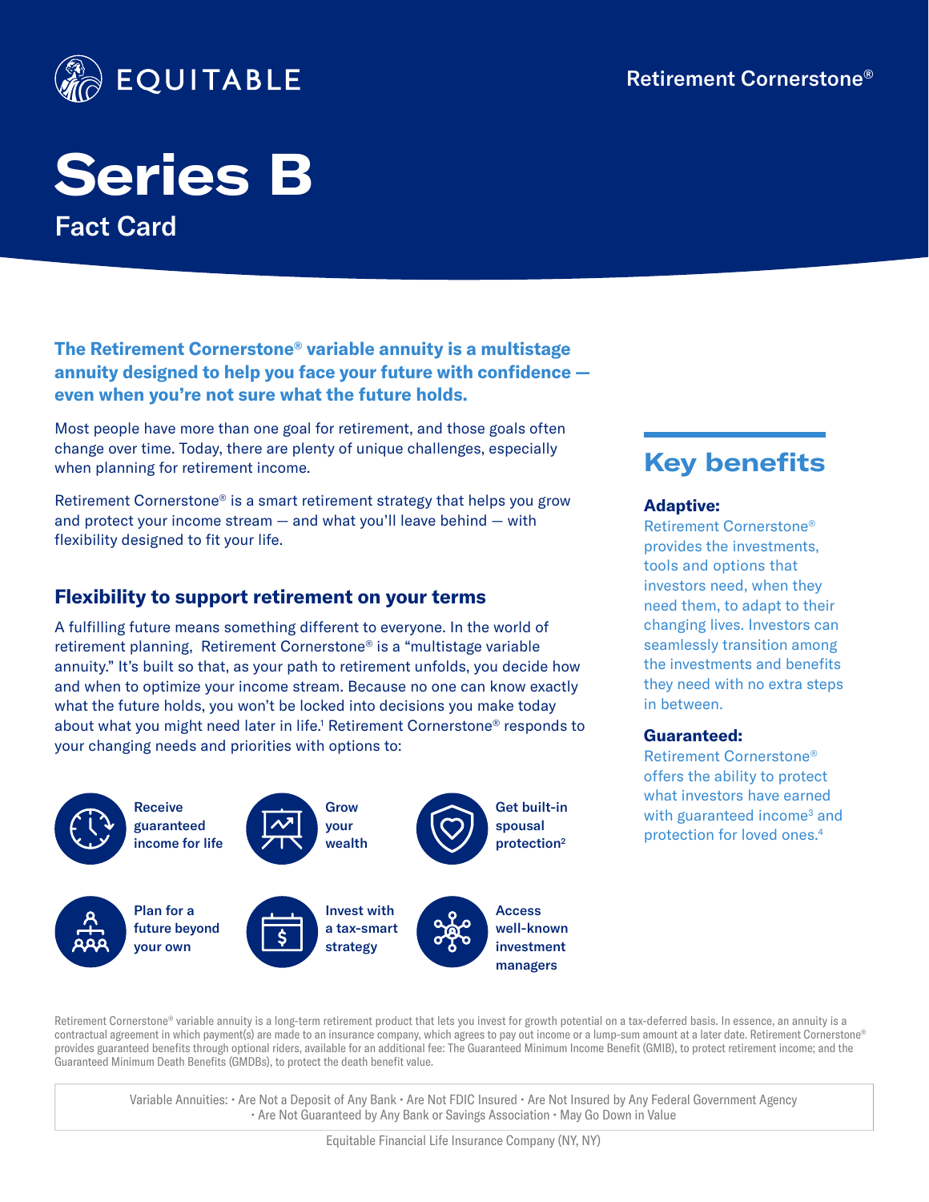EQUITABLE

Retirement Cornerstone®

# Series B

## Fact Card

**The Retirement Cornerstone® variable annuity is a multistage annuity designed to help you face your future with confidence — even when you're not sure what the future holds.**

Most people have more than one goal for retirement, and those goals often change over time. Today, there are plenty of unique challenges, especially when planning for retirement income.

Retirement Cornerstone® is a smart retirement strategy that helps you grow and protect your income stream — and what you'll leave behind — with flexibility designed to fit your life.

## Flexibility to support retirement on your terms

A fulfilling future means something different to everyone. In the world of retirement planning, Retirement Cornerstone® is a "multistage variable annuity." It's built so that, as your path to retirement unfolds, you decide how and when to optimize your income stream. Because no one can know exactly what the future holds, you won't be locked into decisions you make today about what you might need later in life.[1] Retirement Cornerstone® responds to your changing needs and priorities with options to:

- **Receive guaranteed income for life**
- **Grow your wealth**
- **Get built-in spousal protection[2]**
- **Plan for a future beyond your own**
- **Invest with a tax-smart strategy**
- **Access well-known investment managers**

## Key benefits

**Adaptive:**
Retirement Cornerstone® provides the investments, tools and options that investors need, when they need them, to adapt to their changing lives. Investors can seamlessly transition among the investments and benefits they need with no extra steps in between.

**Guaranteed:**
Retirement Cornerstone® offers the ability to protect what investors have earned with guaranteed income[3] and protection for loved ones.[4]

Retirement Cornerstone® variable annuity is a long-term retirement product that lets you invest for growth potential on a tax-deferred basis. In essence, an annuity is a contractual agreement in which payment(s) are made to an insurance company, which agrees to pay out income or a lump-sum amount at a later date. Retirement Cornerstone® provides guaranteed benefits through optional riders, available for an additional fee: The Guaranteed Minimum Income Benefit (GMIB), to protect retirement income; and the Guaranteed Minimum Death Benefits (GMDBs), to protect the death benefit value.

Variable Annuities: • Are Not a Deposit of Any Bank • Are Not FDIC Insured • Are Not Insured by Any Federal Government Agency • Are Not Guaranteed by Any Bank or Savings Association • May Go Down in Value

Equitable Financial Life Insurance Company (NY, NY)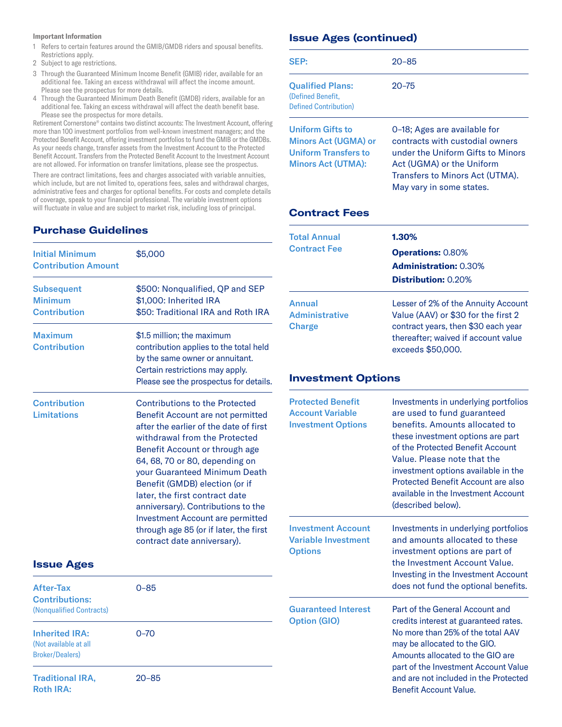**Important Information**

1 Refers to certain features around the GMIB/GMDB riders and spousal benefits. Restrictions apply.
2 Subject to age restrictions.
3 Through the Guaranteed Minimum Income Benefit (GMIB) rider, available for an additional fee. Taking an excess withdrawal will affect the income amount. Please see the prospectus for more details.
4 Through the Guaranteed Minimum Death Benefit (GMDB) riders, available for an additional fee. Taking an excess withdrawal will affect the death benefit base. Please see the prospectus for more details.

Retirement Cornerstone® contains two distinct accounts: The Investment Account, offering more than 100 investment portfolios from well-known investment managers; and the Protected Benefit Account, offering investment portfolios to fund the GMIB or the GMDBs. As your needs change, transfer assets from the Investment Account to the Protected Benefit Account. Transfers from the Protected Benefit Account to the Investment Account are not allowed. For information on transfer limitations, please see the prospectus.

There are contract limitations, fees and charges associated with variable annuities, which include, but are not limited to, operations fees, sales and withdrawal charges, administrative fees and charges for optional benefits. For costs and complete details of coverage, speak to your financial professional. The variable investment options will fluctuate in value and are subject to market risk, including loss of principal.

## Purchase Guidelines

| | |
|---|---|
| Initial Minimum Contribution Amount | $5,000 |
| Subsequent Minimum Contribution | $500: Nonqualified, QP and SEP<br>$1,000: Inherited IRA<br>$50: Traditional IRA and Roth IRA |
| Maximum Contribution | $1.5 million; the maximum contribution applies to the total held by the same owner or annuitant. Certain restrictions may apply. Please see the prospectus for details. |
| Contribution Limitations | Contributions to the Protected Benefit Account are not permitted after the earlier of the date of first withdrawal from the Protected Benefit Account or through age 64, 68, 70 or 80, depending on your Guaranteed Minimum Death Benefit (GMDB) election (or if later, the first contract date anniversary). Contributions to the Investment Account are permitted through age 85 (or if later, the first contract date anniversary). |

## Issue Ages

| | |
|---|---|
| After-Tax Contributions: (Nonqualified Contracts) | 0–85 |
| Inherited IRA: (Not available at all Broker/Dealers) | 0–70 |
| Traditional IRA, Roth IRA: | 20–85 |

## Issue Ages (continued)

| | |
|---|---|
| SEP: | 20–85 |
| Qualified Plans: (Defined Benefit, Defined Contribution) | 20–75 |
| Uniform Gifts to Minors Act (UGMA) or Uniform Transfers to Minors Act (UTMA): | 0–18; Ages are available for contracts with custodial owners under the Uniform Gifts to Minors Act (UGMA) or the Uniform Transfers to Minors Act (UTMA). May vary in some states. |

## Contract Fees

| | |
|---|---|
| Total Annual Contract Fee | **1.30%**<br>**Operations:** 0.80%<br>**Administration:** 0.30%<br>**Distribution:** 0.20% |
| Annual Administrative Charge | Lesser of 2% of the Annuity Account Value (AAV) or $30 for the first 2 contract years, then $30 each year thereafter; waived if account value exceeds $50,000. |

## Investment Options

| | |
|---|---|
| Protected Benefit Account Variable Investment Options | Investments in underlying portfolios are used to fund guaranteed benefits. Amounts allocated to these investment options are part of the Protected Benefit Account Value. Please note that the investment options available in the Protected Benefit Account are also available in the Investment Account (described below). |
| Investment Account Variable Investment Options | Investments in underlying portfolios and amounts allocated to these investment options are part of the Investment Account Value. Investing in the Investment Account does not fund the optional benefits. |
| Guaranteed Interest Option (GIO) | Part of the General Account and credits interest at guaranteed rates. No more than 25% of the total AAV may be allocated to the GIO. Amounts allocated to the GIO are part of the Investment Account Value and are not included in the Protected Benefit Account Value. |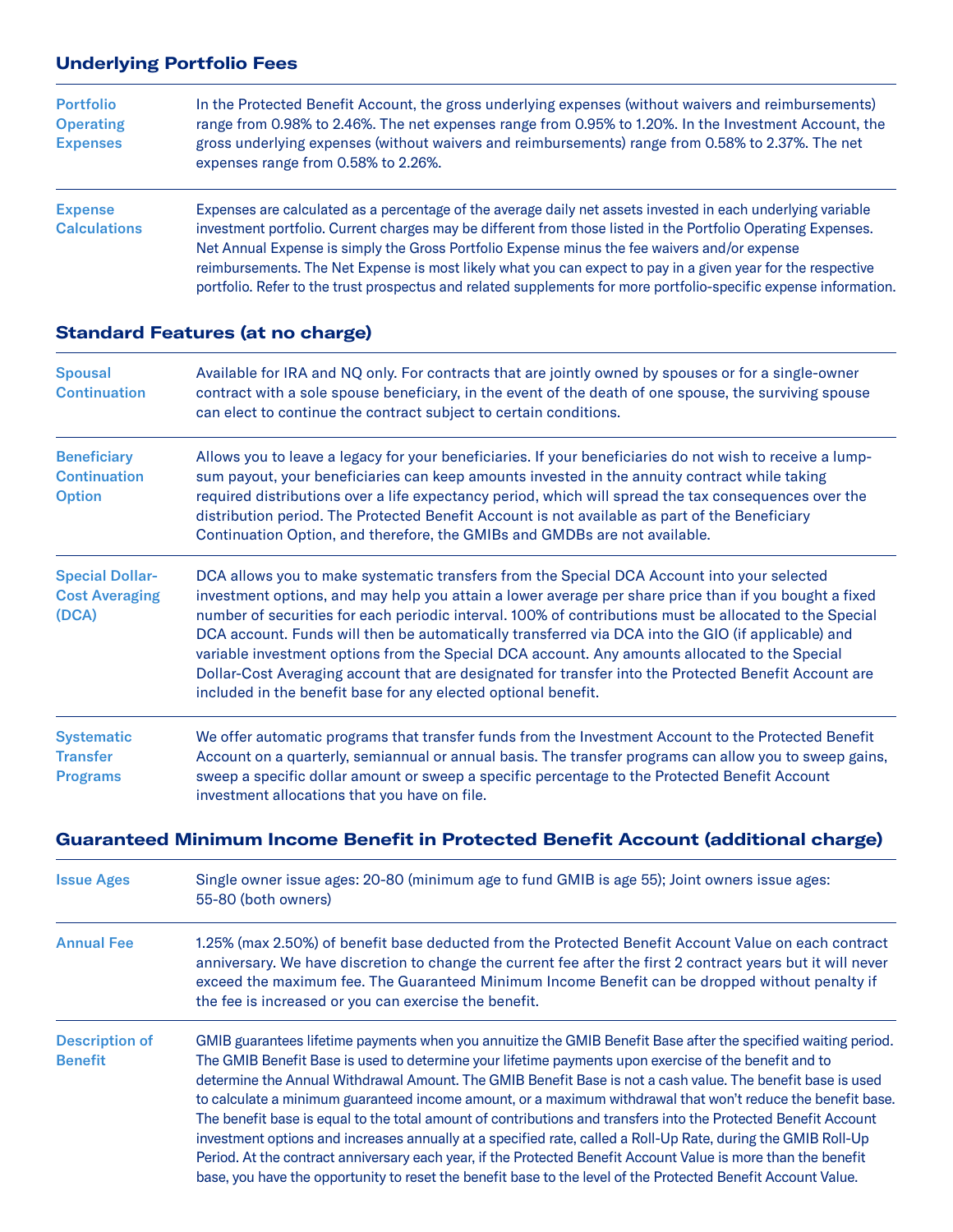## Underlying Portfolio Fees

| | |
|---|---|
| **Portfolio Operating Expenses** | In the Protected Benefit Account, the gross underlying expenses (without waivers and reimbursements) range from 0.98% to 2.46%. The net expenses range from 0.95% to 1.20%. In the Investment Account, the gross underlying expenses (without waivers and reimbursements) range from 0.58% to 2.37%. The net expenses range from 0.58% to 2.26%. |
| **Expense Calculations** | Expenses are calculated as a percentage of the average daily net assets invested in each underlying variable investment portfolio. Current charges may be different from those listed in the Portfolio Operating Expenses. Net Annual Expense is simply the Gross Portfolio Expense minus the fee waivers and/or expense reimbursements. The Net Expense is most likely what you can expect to pay in a given year for the respective portfolio. Refer to the trust prospectus and related supplements for more portfolio-specific expense information. |

## Standard Features (at no charge)

| | |
|---|---|
| **Spousal Continuation** | Available for IRA and NQ only. For contracts that are jointly owned by spouses or for a single-owner contract with a sole spouse beneficiary, in the event of the death of one spouse, the surviving spouse can elect to continue the contract subject to certain conditions. |
| **Beneficiary Continuation Option** | Allows you to leave a legacy for your beneficiaries. If your beneficiaries do not wish to receive a lump-sum payout, your beneficiaries can keep amounts invested in the annuity contract while taking required distributions over a life expectancy period, which will spread the tax consequences over the distribution period. The Protected Benefit Account is not available as part of the Beneficiary Continuation Option, and therefore, the GMIBs and GMDBs are not available. |
| **Special Dollar-Cost Averaging (DCA)** | DCA allows you to make systematic transfers from the Special DCA Account into your selected investment options, and may help you attain a lower average per share price than if you bought a fixed number of securities for each periodic interval. 100% of contributions must be allocated to the Special DCA account. Funds will then be automatically transferred via DCA into the GIO (if applicable) and variable investment options from the Special DCA account. Any amounts allocated to the Special Dollar-Cost Averaging account that are designated for transfer into the Protected Benefit Account are included in the benefit base for any elected optional benefit. |
| **Systematic Transfer Programs** | We offer automatic programs that transfer funds from the Investment Account to the Protected Benefit Account on a quarterly, semiannual or annual basis. The transfer programs can allow you to sweep gains, sweep a specific dollar amount or sweep a specific percentage to the Protected Benefit Account investment allocations that you have on file. |

## Guaranteed Minimum Income Benefit in Protected Benefit Account (additional charge)

| | |
|---|---|
| **Issue Ages** | Single owner issue ages: 20-80 (minimum age to fund GMIB is age 55); Joint owners issue ages: 55-80 (both owners) |
| **Annual Fee** | 1.25% (max 2.50%) of benefit base deducted from the Protected Benefit Account Value on each contract anniversary. We have discretion to change the current fee after the first 2 contract years but it will never exceed the maximum fee. The Guaranteed Minimum Income Benefit can be dropped without penalty if the fee is increased or you can exercise the benefit. |
| **Description of Benefit** | GMIB guarantees lifetime payments when you annuitize the GMIB Benefit Base after the specified waiting period. The GMIB Benefit Base is used to determine your lifetime payments upon exercise of the benefit and to determine the Annual Withdrawal Amount. The GMIB Benefit Base is not a cash value. The benefit base is used to calculate a minimum guaranteed income amount, or a maximum withdrawal that won't reduce the benefit base. The benefit base is equal to the total amount of contributions and transfers into the Protected Benefit Account investment options and increases annually at a specified rate, called a Roll-Up Rate, during the GMIB Roll-Up Period. At the contract anniversary each year, if the Protected Benefit Account Value is more than the benefit base, you have the opportunity to reset the benefit base to the level of the Protected Benefit Account Value. |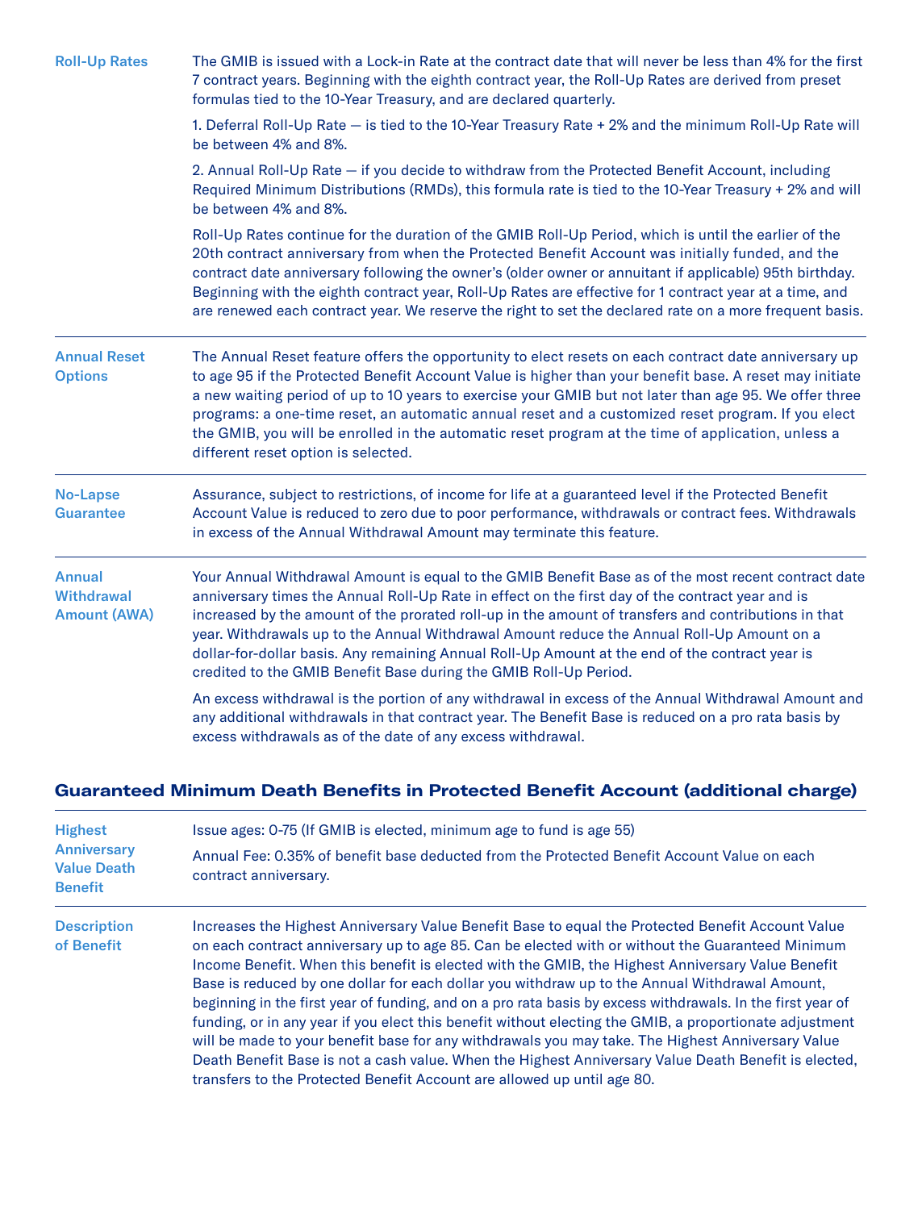| | |
|---|---|
| **Roll-Up Rates** | The GMIB is issued with a Lock-in Rate at the contract date that will never be less than 4% for the first 7 contract years. Beginning with the eighth contract year, the Roll-Up Rates are derived from preset formulas tied to the 10-Year Treasury, and are declared quarterly.<br><br>1. Deferral Roll-Up Rate — is tied to the 10-Year Treasury Rate + 2% and the minimum Roll-Up Rate will be between 4% and 8%.<br><br>2. Annual Roll-Up Rate — if you decide to withdraw from the Protected Benefit Account, including Required Minimum Distributions (RMDs), this formula rate is tied to the 10-Year Treasury + 2% and will be between 4% and 8%.<br><br>Roll-Up Rates continue for the duration of the GMIB Roll-Up Period, which is until the earlier of the 20th contract anniversary from when the Protected Benefit Account was initially funded, and the contract date anniversary following the owner's (older owner or annuitant if applicable) 95th birthday. Beginning with the eighth contract year, Roll-Up Rates are effective for 1 contract year at a time, and are renewed each contract year. We reserve the right to set the declared rate on a more frequent basis. |
| **Annual Reset Options** | The Annual Reset feature offers the opportunity to elect resets on each contract date anniversary up to age 95 if the Protected Benefit Account Value is higher than your benefit base. A reset may initiate a new waiting period of up to 10 years to exercise your GMIB but not later than age 95. We offer three programs: a one-time reset, an automatic annual reset and a customized reset program. If you elect the GMIB, you will be enrolled in the automatic reset program at the time of application, unless a different reset option is selected. |
| **No-Lapse Guarantee** | Assurance, subject to restrictions, of income for life at a guaranteed level if the Protected Benefit Account Value is reduced to zero due to poor performance, withdrawals or contract fees. Withdrawals in excess of the Annual Withdrawal Amount may terminate this feature. |
| **Annual Withdrawal Amount (AWA)** | Your Annual Withdrawal Amount is equal to the GMIB Benefit Base as of the most recent contract date anniversary times the Annual Roll-Up Rate in effect on the first day of the contract year and is increased by the amount of the prorated roll-up in the amount of transfers and contributions in that year. Withdrawals up to the Annual Withdrawal Amount reduce the Annual Roll-Up Amount on a dollar-for-dollar basis. Any remaining Annual Roll-Up Amount at the end of the contract year is credited to the GMIB Benefit Base during the GMIB Roll-Up Period.<br><br>An excess withdrawal is the portion of any withdrawal in excess of the Annual Withdrawal Amount and any additional withdrawals in that contract year. The Benefit Base is reduced on a pro rata basis by excess withdrawals as of the date of any excess withdrawal. |

## Guaranteed Minimum Death Benefits in Protected Benefit Account (additional charge)

| | |
|---|---|
| **Highest Anniversary Value Death Benefit** | Issue ages: 0-75 (If GMIB is elected, minimum age to fund is age 55)<br><br>Annual Fee: 0.35% of benefit base deducted from the Protected Benefit Account Value on each contract anniversary. |
| **Description of Benefit** | Increases the Highest Anniversary Value Benefit Base to equal the Protected Benefit Account Value on each contract anniversary up to age 85. Can be elected with or without the Guaranteed Minimum Income Benefit. When this benefit is elected with the GMIB, the Highest Anniversary Value Benefit Base is reduced by one dollar for each dollar you withdraw up to the Annual Withdrawal Amount, beginning in the first year of funding, and on a pro rata basis by excess withdrawals. In the first year of funding, or in any year if you elect this benefit without electing the GMIB, a proportionate adjustment will be made to your benefit base for any withdrawals you may take. The Highest Anniversary Value Death Benefit Base is not a cash value. When the Highest Anniversary Value Death Benefit is elected, transfers to the Protected Benefit Account are allowed up until age 80. |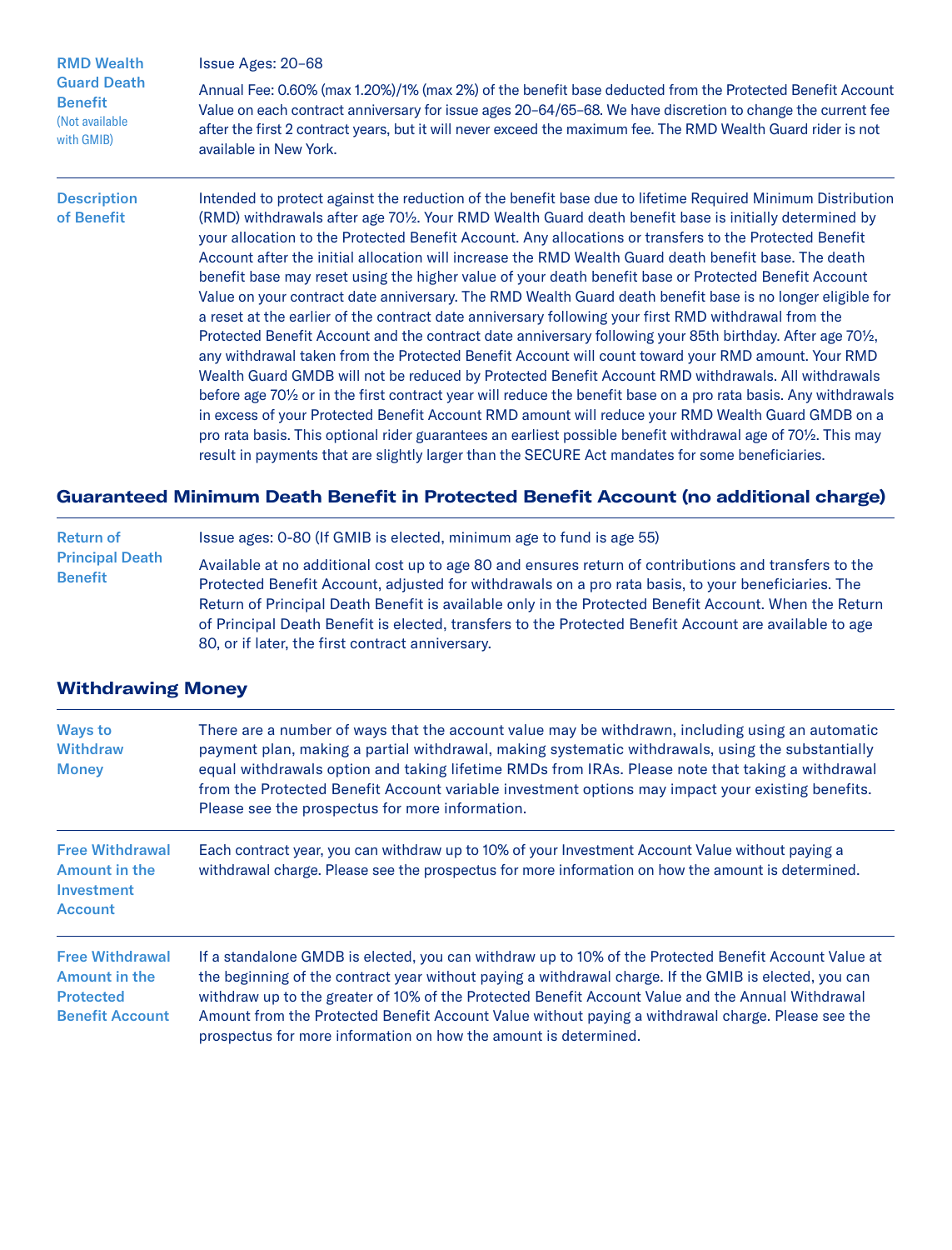| | |
|---|---|
| **RMD Wealth Guard Death Benefit** (Not available with GMIB) | Issue Ages: 20–68<br><br>Annual Fee: 0.60% (max 1.20%)/1% (max 2%) of the benefit base deducted from the Protected Benefit Account Value on each contract anniversary for issue ages 20–64/65–68. We have discretion to change the current fee after the first 2 contract years, but it will never exceed the maximum fee. The RMD Wealth Guard rider is not available in New York. |
| **Description of Benefit** | Intended to protect against the reduction of the benefit base due to lifetime Required Minimum Distribution (RMD) withdrawals after age 70½. Your RMD Wealth Guard death benefit base is initially determined by your allocation to the Protected Benefit Account. Any allocations or transfers to the Protected Benefit Account after the initial allocation will increase the RMD Wealth Guard death benefit base. The death benefit base may reset using the higher value of your death benefit base or Protected Benefit Account Value on your contract date anniversary. The RMD Wealth Guard death benefit base is no longer eligible for a reset at the earlier of the contract date anniversary following your first RMD withdrawal from the Protected Benefit Account and the contract date anniversary following your 85th birthday. After age 70½, any withdrawal taken from the Protected Benefit Account will count toward your RMD amount. Your RMD Wealth Guard GMDB will not be reduced by Protected Benefit Account RMD withdrawals. All withdrawals before age 70½ or in the first contract year will reduce the benefit base on a pro rata basis. Any withdrawals in excess of your Protected Benefit Account RMD amount will reduce your RMD Wealth Guard GMDB on a pro rata basis. This optional rider guarantees an earliest possible benefit withdrawal age of 70½. This may result in payments that are slightly larger than the SECURE Act mandates for some beneficiaries. |

## Guaranteed Minimum Death Benefit in Protected Benefit Account (no additional charge)

| | |
|---|---|
| **Return of Principal Death Benefit** | Issue ages: 0-80 (If GMIB is elected, minimum age to fund is age 55)<br><br>Available at no additional cost up to age 80 and ensures return of contributions and transfers to the Protected Benefit Account, adjusted for withdrawals on a pro rata basis, to your beneficiaries. The Return of Principal Death Benefit is available only in the Protected Benefit Account. When the Return of Principal Death Benefit is elected, transfers to the Protected Benefit Account are available to age 80, or if later, the first contract anniversary. |

## Withdrawing Money

| | |
|---|---|
| **Ways to Withdraw Money** | There are a number of ways that the account value may be withdrawn, including using an automatic payment plan, making a partial withdrawal, making systematic withdrawals, using the substantially equal withdrawals option and taking lifetime RMDs from IRAs. Please note that taking a withdrawal from the Protected Benefit Account variable investment options may impact your existing benefits. Please see the prospectus for more information. |
| **Free Withdrawal Amount in the Investment Account** | Each contract year, you can withdraw up to 10% of your Investment Account Value without paying a withdrawal charge. Please see the prospectus for more information on how the amount is determined. |
| **Free Withdrawal Amount in the Protected Benefit Account** | If a standalone GMDB is elected, you can withdraw up to 10% of the Protected Benefit Account Value at the beginning of the contract year without paying a withdrawal charge. If the GMIB is elected, you can withdraw up to the greater of 10% of the Protected Benefit Account Value and the Annual Withdrawal Amount from the Protected Benefit Account Value without paying a withdrawal charge. Please see the prospectus for more information on how the amount is determined. |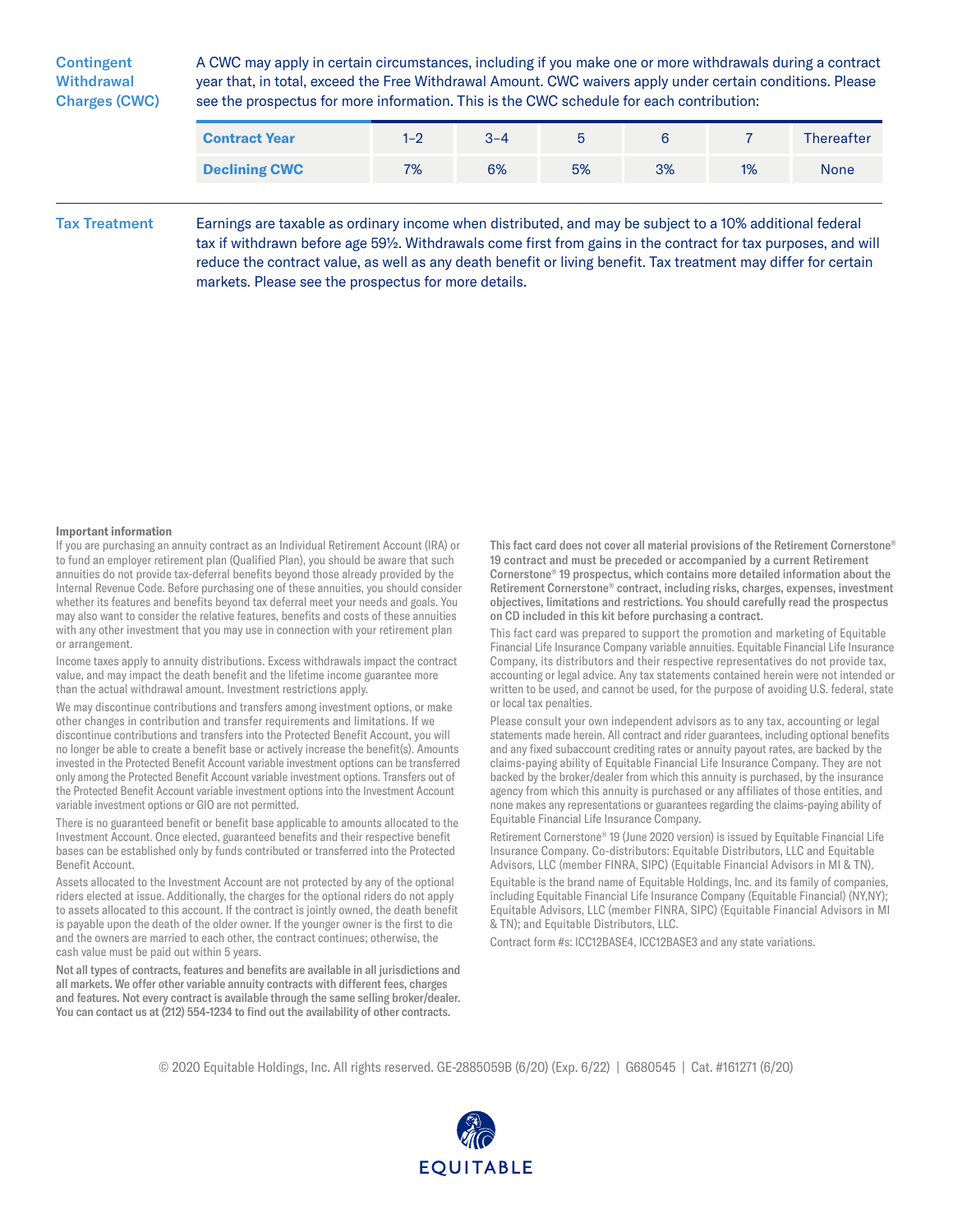**Contingent Withdrawal Charges (CWC)**

A CWC may apply in certain circumstances, including if you make one or more withdrawals during a contract year that, in total, exceed the Free Withdrawal Amount. CWC waivers apply under certain conditions. Please see the prospectus for more information. This is the CWC schedule for each contribution:

| Contract Year | 1–2 | 3–4 | 5 | 6 | 7 | Thereafter |
|---|---|---|---|---|---|---|
| Declining CWC | 7% | 6% | 5% | 3% | 1% | None |

**Tax Treatment**

Earnings are taxable as ordinary income when distributed, and may be subject to a 10% additional federal tax if withdrawn before age 59½. Withdrawals come first from gains in the contract for tax purposes, and will reduce the contract value, as well as any death benefit or living benefit. Tax treatment may differ for certain markets. Please see the prospectus for more details.

**Important information**

If you are purchasing an annuity contract as an Individual Retirement Account (IRA) or to fund an employer retirement plan (Qualified Plan), you should be aware that such annuities do not provide tax-deferral benefits beyond those already provided by the Internal Revenue Code. Before purchasing one of these annuities, you should consider whether its features and benefits beyond tax deferral meet your needs and goals. You may also want to consider the relative features, benefits and costs of these annuities with any other investment that you may use in connection with your retirement plan or arrangement.

Income taxes apply to annuity distributions. Excess withdrawals impact the contract value, and may impact the death benefit and the lifetime income guarantee more than the actual withdrawal amount. Investment restrictions apply.

We may discontinue contributions and transfers among investment options, or make other changes in contribution and transfer requirements and limitations. If we discontinue contributions and transfers into the Protected Benefit Account, you will no longer be able to create a benefit base or actively increase the benefit(s). Amounts invested in the Protected Benefit Account variable investment options can be transferred only among the Protected Benefit Account variable investment options. Transfers out of the Protected Benefit Account variable investment options into the Investment Account variable investment options or GIO are not permitted.

There is no guaranteed benefit or benefit base applicable to amounts allocated to the Investment Account. Once elected, guaranteed benefits and their respective benefit bases can be established only by funds contributed or transferred into the Protected Benefit Account.

Assets allocated to the Investment Account are not protected by any of the optional riders elected at issue. Additionally, the charges for the optional riders do not apply to assets allocated to this account. If the contract is jointly owned, the death benefit is payable upon the death of the older owner. If the younger owner is the first to die and the owners are married to each other, the contract continues; otherwise, the cash value must be paid out within 5 years.

**Not all types of contracts, features and benefits are available in all jurisdictions and all markets. We offer other variable annuity contracts with different fees, charges and features. Not every contract is available through the same selling broker/dealer. You can contact us at (212) 554-1234 to find out the availability of other contracts.**

**This fact card does not cover all material provisions of the Retirement Cornerstone® 19 contract and must be preceded or accompanied by a current Retirement Cornerstone® 19 prospectus, which contains more detailed information about the Retirement Cornerstone® contract, including risks, charges, expenses, investment objectives, limitations and restrictions. You should carefully read the prospectus on CD included in this kit before purchasing a contract.**

This fact card was prepared to support the promotion and marketing of Equitable Financial Life Insurance Company variable annuities. Equitable Financial Life Insurance Company, its distributors and their respective representatives do not provide tax, accounting or legal advice. Any tax statements contained herein were not intended or written to be used, and cannot be used, for the purpose of avoiding U.S. federal, state or local tax penalties.

Please consult your own independent advisors as to any tax, accounting or legal statements made herein. All contract and rider guarantees, including optional benefits and any fixed subaccount crediting rates or annuity payout rates, are backed by the claims-paying ability of Equitable Financial Life Insurance Company. They are not backed by the broker/dealer from which this annuity is purchased, by the insurance agency from which this annuity is purchased or any affiliates of those entities, and none makes any representations or guarantees regarding the claims-paying ability of Equitable Financial Life Insurance Company.

Retirement Cornerstone® 19 (June 2020 version) is issued by Equitable Financial Life Insurance Company. Co-distributors: Equitable Distributors, LLC and Equitable Advisors, LLC (member FINRA, SIPC) (Equitable Financial Advisors in MI & TN).

Equitable is the brand name of Equitable Holdings, Inc. and its family of companies, including Equitable Financial Life Insurance Company (Equitable Financial) (NY,NY); Equitable Advisors, LLC (member FINRA, SIPC) (Equitable Financial Advisors in MI & TN); and Equitable Distributors, LLC.

Contract form #s: ICC12BASE4, ICC12BASE3 and any state variations.

© 2020 Equitable Holdings, Inc. All rights reserved. GE-2885059B (6/20) (Exp. 6/22) | G680545 | Cat. #161271 (6/20)

EQUITABLE